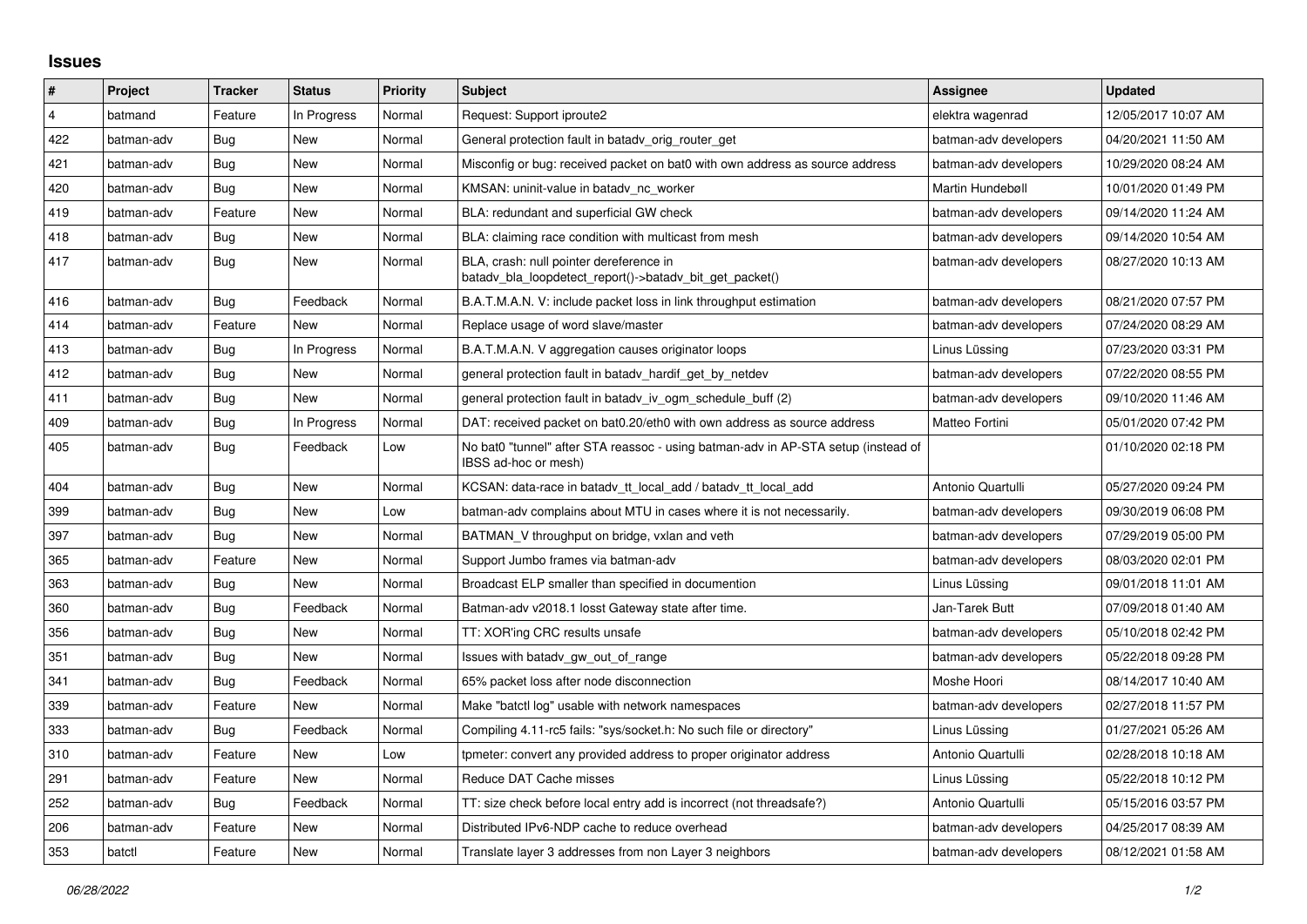## Issues

| # | Project | Tracker | Status | Priority | Subject | Assignee | Updated |
|---|---|---|---|---|---|---|---|
| 4 | batmand | Feature | In Progress | Normal | Request: Support iproute2 | elektra wagenrad | 12/05/2017 10:07 AM |
| 422 | batman-adv | Bug | New | Normal | General protection fault in batadv_orig_router_get | batman-adv developers | 04/20/2021 11:50 AM |
| 421 | batman-adv | Bug | New | Normal | Misconfig or bug: received packet on bat0 with own address as source address | batman-adv developers | 10/29/2020 08:24 AM |
| 420 | batman-adv | Bug | New | Normal | KMSAN: uninit-value in batadv_nc_worker | Martin Hundebøll | 10/01/2020 01:49 PM |
| 419 | batman-adv | Feature | New | Normal | BLA: redundant and superficial GW check | batman-adv developers | 09/14/2020 11:24 AM |
| 418 | batman-adv | Bug | New | Normal | BLA: claiming race condition with multicast from mesh | batman-adv developers | 09/14/2020 10:54 AM |
| 417 | batman-adv | Bug | New | Normal | BLA, crash: null pointer dereference in batadv_bla_loopdetect_report()->batadv_bit_get_packet() | batman-adv developers | 08/27/2020 10:13 AM |
| 416 | batman-adv | Bug | Feedback | Normal | B.A.T.M.A.N. V: include packet loss in link throughput estimation | batman-adv developers | 08/21/2020 07:57 PM |
| 414 | batman-adv | Feature | New | Normal | Replace usage of word slave/master | batman-adv developers | 07/24/2020 08:29 AM |
| 413 | batman-adv | Bug | In Progress | Normal | B.A.T.M.A.N. V aggregation causes originator loops | Linus Lüssing | 07/23/2020 03:31 PM |
| 412 | batman-adv | Bug | New | Normal | general protection fault in batadv_hardif_get_by_netdev | batman-adv developers | 07/22/2020 08:55 PM |
| 411 | batman-adv | Bug | New | Normal | general protection fault in batadv_iv_ogm_schedule_buff (2) | batman-adv developers | 09/10/2020 11:46 AM |
| 409 | batman-adv | Bug | In Progress | Normal | DAT: received packet on bat0.20/eth0 with own address as source address | Matteo Fortini | 05/01/2020 07:42 PM |
| 405 | batman-adv | Bug | Feedback | Low | No bat0 "tunnel" after STA reassoc - using batman-adv in AP-STA setup (instead of IBSS ad-hoc or mesh) | | 01/10/2020 02:18 PM |
| 404 | batman-adv | Bug | New | Normal | KCSAN: data-race in batadv_tt_local_add / batadv_tt_local_add | Antonio Quartulli | 05/27/2020 09:24 PM |
| 399 | batman-adv | Bug | New | Low | batman-adv complains about MTU in cases where it is not necessarily. | batman-adv developers | 09/30/2019 06:08 PM |
| 397 | batman-adv | Bug | New | Normal | BATMAN_V throughput on bridge, vxlan and veth | batman-adv developers | 07/29/2019 05:00 PM |
| 365 | batman-adv | Feature | New | Normal | Support Jumbo frames via batman-adv | batman-adv developers | 08/03/2020 02:01 PM |
| 363 | batman-adv | Bug | New | Normal | Broadcast ELP smaller than specified in documention | Linus Lüssing | 09/01/2018 11:01 AM |
| 360 | batman-adv | Bug | Feedback | Normal | Batman-adv v2018.1 losst Gateway state after time. | Jan-Tarek Butt | 07/09/2018 01:40 AM |
| 356 | batman-adv | Bug | New | Normal | TT: XOR'ing CRC results unsafe | batman-adv developers | 05/10/2018 02:42 PM |
| 351 | batman-adv | Bug | New | Normal | Issues with batadv_gw_out_of_range | batman-adv developers | 05/22/2018 09:28 PM |
| 341 | batman-adv | Bug | Feedback | Normal | 65% packet loss after node disconnection | Moshe Hoori | 08/14/2017 10:40 AM |
| 339 | batman-adv | Feature | New | Normal | Make "batctl log" usable with network namespaces | batman-adv developers | 02/27/2018 11:57 PM |
| 333 | batman-adv | Bug | Feedback | Normal | Compiling 4.11-rc5 fails: "sys/socket.h: No such file or directory" | Linus Lüssing | 01/27/2021 05:26 AM |
| 310 | batman-adv | Feature | New | Low | tpmeter: convert any provided address to proper originator address | Antonio Quartulli | 02/28/2018 10:18 AM |
| 291 | batman-adv | Feature | New | Normal | Reduce DAT Cache misses | Linus Lüssing | 05/22/2018 10:12 PM |
| 252 | batman-adv | Bug | Feedback | Normal | TT: size check before local entry add is incorrect (not threadsafe?) | Antonio Quartulli | 05/15/2016 03:57 PM |
| 206 | batman-adv | Feature | New | Normal | Distributed IPv6-NDP cache to reduce overhead | batman-adv developers | 04/25/2017 08:39 AM |
| 353 | batctl | Feature | New | Normal | Translate layer 3 addresses from non Layer 3 neighbors | batman-adv developers | 08/12/2021 01:58 AM |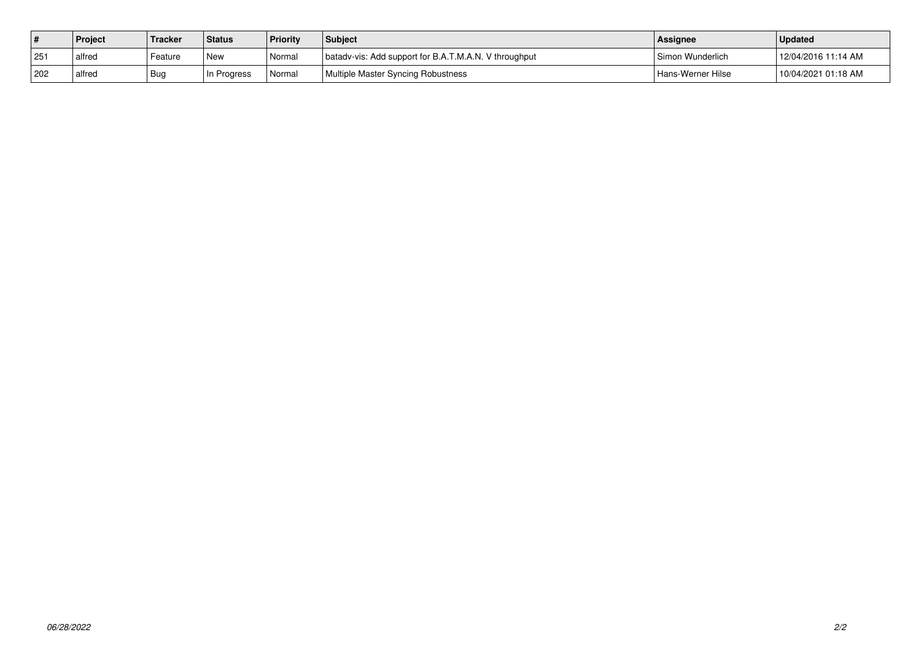| # | Project | Tracker | Status | Priority | Subject | Assignee | Updated |
|---|---|---|---|---|---|---|---|
| 251 | alfred | Feature | New | Normal | batadv-vis: Add support for B.A.T.M.A.N. V throughput | Simon Wunderlich | 12/04/2016 11:14 AM |
| 202 | alfred | Bug | In Progress | Normal | Multiple Master Syncing Robustness | Hans-Werner Hilse | 10/04/2021 01:18 AM |